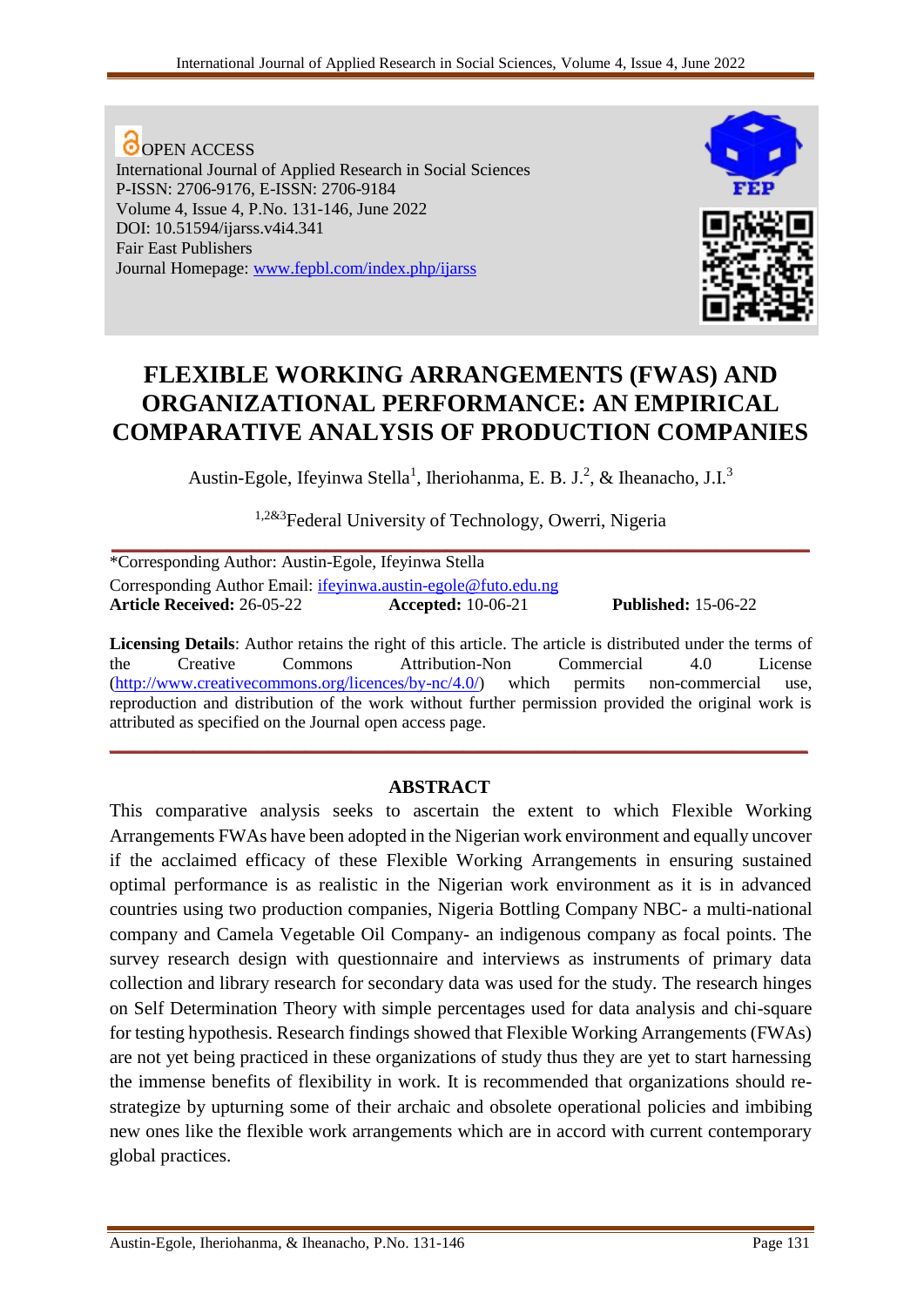OPEN ACCESS
International Journal of Applied Research in Social Sciences
P-ISSN: 2706-9176, E-ISSN: 2706-9184
Volume 4, Issue 4, P.No. 131-146, June 2022
DOI: 10.51594/ijarss.v4i4.341
Fair East Publishers
Journal Homepage: www.fepbl.com/index.php/ijarss

# FLEXIBLE WORKING ARRANGEMENTS (FWAS) AND ORGANIZATIONAL PERFORMANCE: AN EMPIRICAL COMPARATIVE ANALYSIS OF PRODUCTION COMPANIES

Austin-Egole, Ifeyinwa Stella[1], Iheriohanma, E. B. J.[2], & Iheanacho, J.I.[3]

[1,2&3]Federal University of Technology, Owerri, Nigeria

*Corresponding Author: Austin-Egole, Ifeyinwa Stella
Corresponding Author Email: ifeyinwa.austin-egole@futo.edu.ng
**Article Received:** 26-05-22 **Accepted:** 10-06-21 **Published:** 15-06-22

**Licensing Details**: Author retains the right of this article. The article is distributed under the terms of the Creative Commons Attribution-Non Commercial 4.0 License (http://www.creativecommons.org/licences/by-nc/4.0/) which permits non-commercial use, reproduction and distribution of the work without further permission provided the original work is attributed as specified on the Journal open access page.

## ABSTRACT

This comparative analysis seeks to ascertain the extent to which Flexible Working Arrangements FWAs have been adopted in the Nigerian work environment and equally uncover if the acclaimed efficacy of these Flexible Working Arrangements in ensuring sustained optimal performance is as realistic in the Nigerian work environment as it is in advanced countries using two production companies, Nigeria Bottling Company NBC- a multi-national company and Camela Vegetable Oil Company- an indigenous company as focal points. The survey research design with questionnaire and interviews as instruments of primary data collection and library research for secondary data was used for the study. The research hinges on Self Determination Theory with simple percentages used for data analysis and chi-square for testing hypothesis. Research findings showed that Flexible Working Arrangements (FWAs) are not yet being practiced in these organizations of study thus they are yet to start harnessing the immense benefits of flexibility in work. It is recommended that organizations should re-strategize by upturning some of their archaic and obsolete operational policies and imbibing new ones like the flexible work arrangements which are in accord with current contemporary global practices.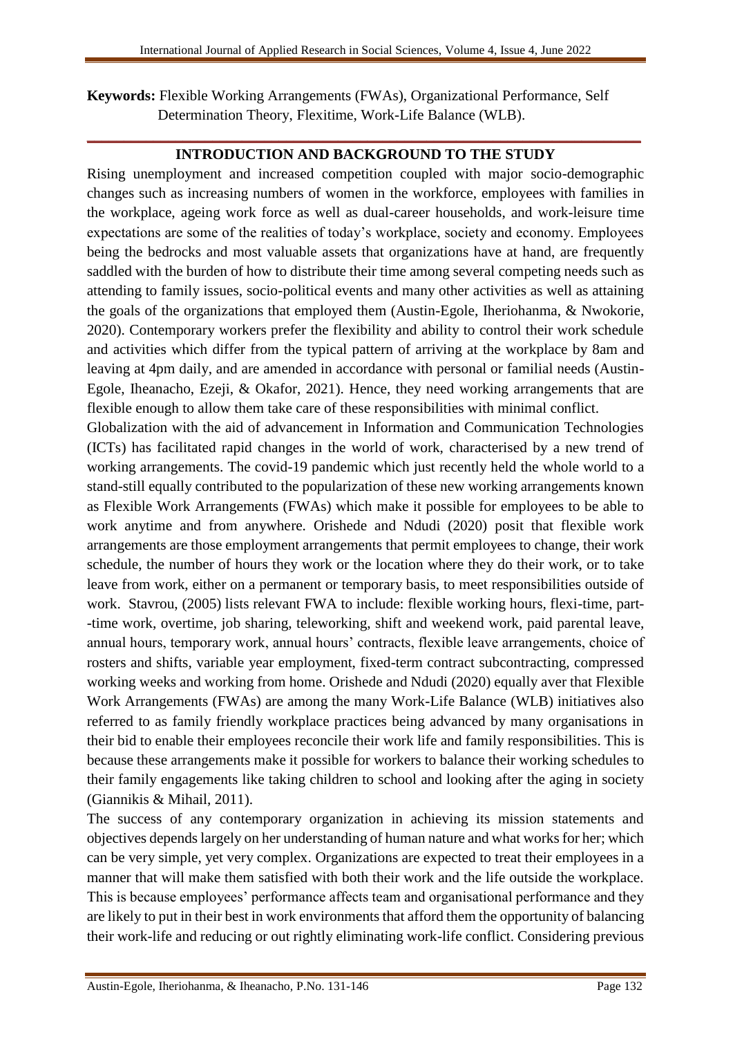**Keywords:** Flexible Working Arrangements (FWAs), Organizational Performance, Self Determination Theory, Flexitime, Work-Life Balance (WLB).

## INTRODUCTION AND BACKGROUND TO THE STUDY

Rising unemployment and increased competition coupled with major socio-demographic changes such as increasing numbers of women in the workforce, employees with families in the workplace, ageing work force as well as dual-career households, and work-leisure time expectations are some of the realities of today's workplace, society and economy. Employees being the bedrocks and most valuable assets that organizations have at hand, are frequently saddled with the burden of how to distribute their time among several competing needs such as attending to family issues, socio-political events and many other activities as well as attaining the goals of the organizations that employed them (Austin-Egole, Iheriohanma, & Nwokorie, 2020). Contemporary workers prefer the flexibility and ability to control their work schedule and activities which differ from the typical pattern of arriving at the workplace by 8am and leaving at 4pm daily, and are amended in accordance with personal or familial needs (Austin-Egole, Iheanacho, Ezeji, & Okafor, 2021). Hence, they need working arrangements that are flexible enough to allow them take care of these responsibilities with minimal conflict.

Globalization with the aid of advancement in Information and Communication Technologies (ICTs) has facilitated rapid changes in the world of work, characterised by a new trend of working arrangements. The covid-19 pandemic which just recently held the whole world to a stand-still equally contributed to the popularization of these new working arrangements known as Flexible Work Arrangements (FWAs) which make it possible for employees to be able to work anytime and from anywhere. Orishede and Ndudi (2020) posit that flexible work arrangements are those employment arrangements that permit employees to change, their work schedule, the number of hours they work or the location where they do their work, or to take leave from work, either on a permanent or temporary basis, to meet responsibilities outside of work. Stavrou, (2005) lists relevant FWA to include: flexible working hours, flexi-time, part--time work, overtime, job sharing, teleworking, shift and weekend work, paid parental leave, annual hours, temporary work, annual hours' contracts, flexible leave arrangements, choice of rosters and shifts, variable year employment, fixed-term contract subcontracting, compressed working weeks and working from home. Orishede and Ndudi (2020) equally aver that Flexible Work Arrangements (FWAs) are among the many Work-Life Balance (WLB) initiatives also referred to as family friendly workplace practices being advanced by many organisations in their bid to enable their employees reconcile their work life and family responsibilities. This is because these arrangements make it possible for workers to balance their working schedules to their family engagements like taking children to school and looking after the aging in society (Giannikis & Mihail, 2011).

The success of any contemporary organization in achieving its mission statements and objectives depends largely on her understanding of human nature and what works for her; which can be very simple, yet very complex. Organizations are expected to treat their employees in a manner that will make them satisfied with both their work and the life outside the workplace. This is because employees' performance affects team and organisational performance and they are likely to put in their best in work environments that afford them the opportunity of balancing their work-life and reducing or out rightly eliminating work-life conflict. Considering previous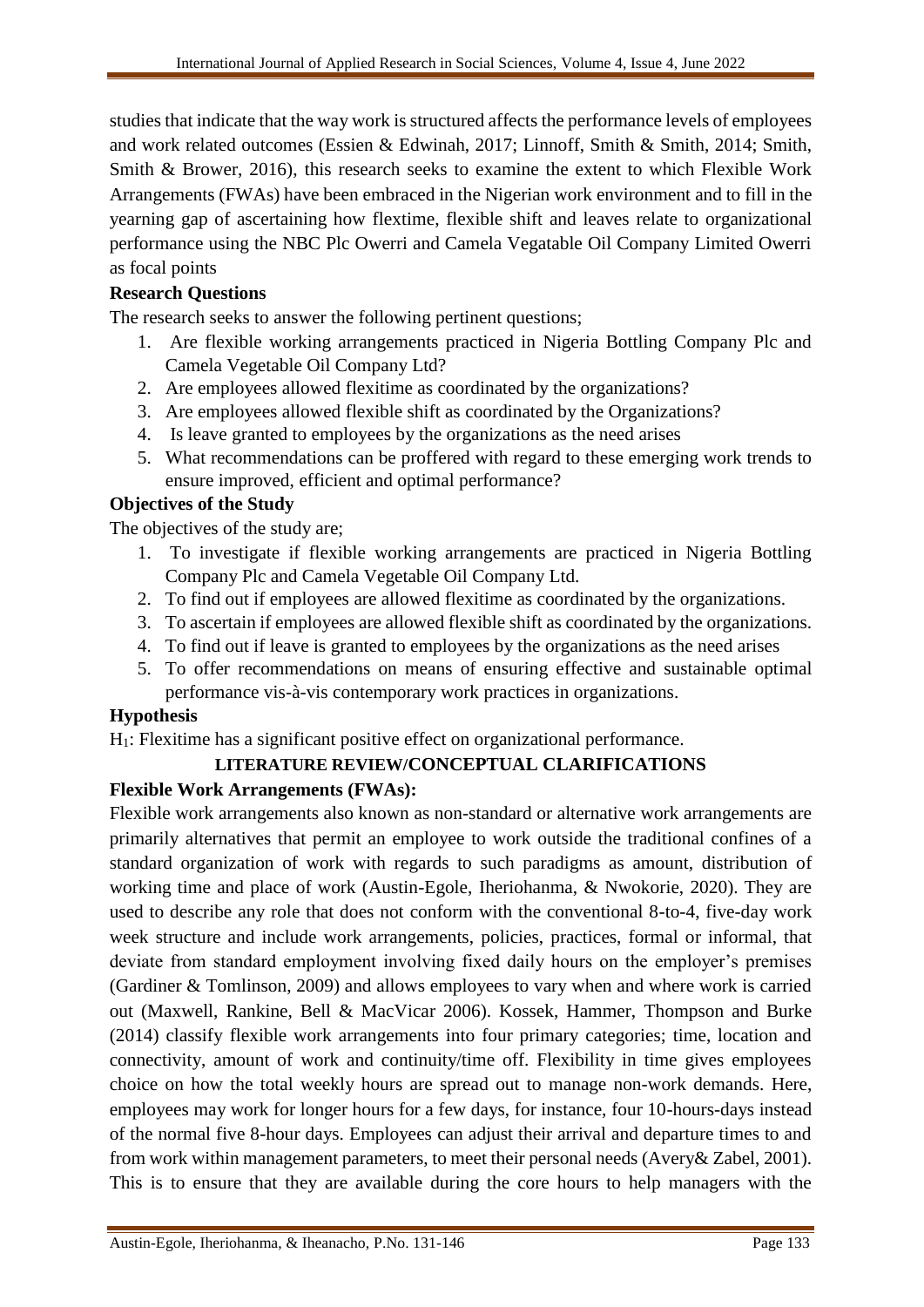studies that indicate that the way work is structured affects the performance levels of employees and work related outcomes (Essien & Edwinah, 2017; Linnoff, Smith & Smith, 2014; Smith, Smith & Brower, 2016), this research seeks to examine the extent to which Flexible Work Arrangements (FWAs) have been embraced in the Nigerian work environment and to fill in the yearning gap of ascertaining how flextime, flexible shift and leaves relate to organizational performance using the NBC Plc Owerri and Camela Vegatable Oil Company Limited Owerri as focal points

**Research Questions**

The research seeks to answer the following pertinent questions;

1. Are flexible working arrangements practiced in Nigeria Bottling Company Plc and Camela Vegetable Oil Company Ltd?
2. Are employees allowed flexitime as coordinated by the organizations?
3. Are employees allowed flexible shift as coordinated by the Organizations?
4. Is leave granted to employees by the organizations as the need arises
5. What recommendations can be proffered with regard to these emerging work trends to ensure improved, efficient and optimal performance?

**Objectives of the Study**

The objectives of the study are;

1. To investigate if flexible working arrangements are practiced in Nigeria Bottling Company Plc and Camela Vegetable Oil Company Ltd.
2. To find out if employees are allowed flexitime as coordinated by the organizations.
3. To ascertain if employees are allowed flexible shift as coordinated by the organizations.
4. To find out if leave is granted to employees by the organizations as the need arises
5. To offer recommendations on means of ensuring effective and sustainable optimal performance vis-à-vis contemporary work practices in organizations.

**Hypothesis**

$H_1$: Flexitime has a significant positive effect on organizational performance.

## LITERATURE REVIEW/CONCEPTUAL CLARIFICATIONS

**Flexible Work Arrangements (FWAs):**

Flexible work arrangements also known as non-standard or alternative work arrangements are primarily alternatives that permit an employee to work outside the traditional confines of a standard organization of work with regards to such paradigms as amount, distribution of working time and place of work (Austin-Egole, Iheriohanma, & Nwokorie, 2020). They are used to describe any role that does not conform with the conventional 8-to-4, five-day work week structure and include work arrangements, policies, practices, formal or informal, that deviate from standard employment involving fixed daily hours on the employer's premises (Gardiner & Tomlinson, 2009) and allows employees to vary when and where work is carried out (Maxwell, Rankine, Bell & MacVicar 2006). Kossek, Hammer, Thompson and Burke (2014) classify flexible work arrangements into four primary categories; time, location and connectivity, amount of work and continuity/time off. Flexibility in time gives employees choice on how the total weekly hours are spread out to manage non-work demands. Here, employees may work for longer hours for a few days, for instance, four 10-hours-days instead of the normal five 8-hour days. Employees can adjust their arrival and departure times to and from work within management parameters, to meet their personal needs (Avery& Zabel, 2001). This is to ensure that they are available during the core hours to help managers with the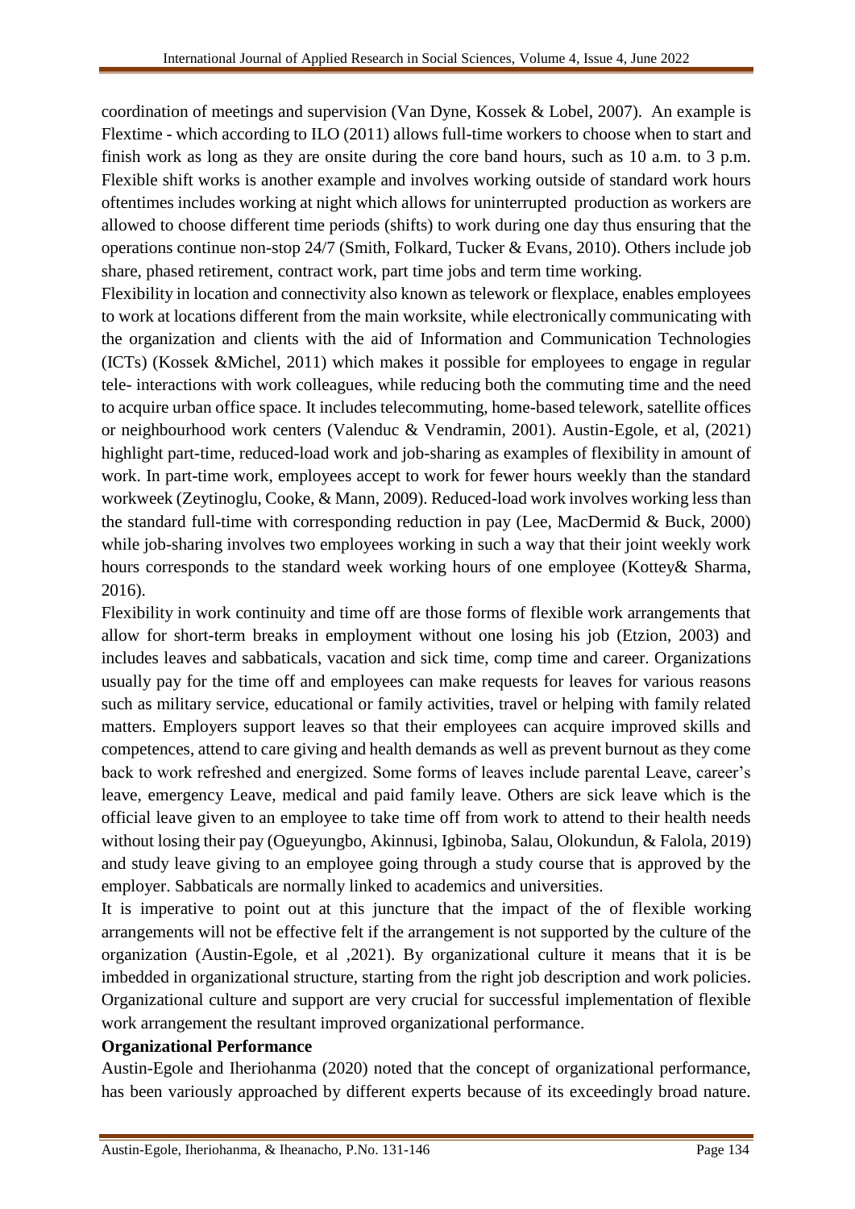coordination of meetings and supervision (Van Dyne, Kossek & Lobel, 2007). An example is Flextime - which according to ILO (2011) allows full-time workers to choose when to start and finish work as long as they are onsite during the core band hours, such as 10 a.m. to 3 p.m. Flexible shift works is another example and involves working outside of standard work hours oftentimes includes working at night which allows for uninterrupted production as workers are allowed to choose different time periods (shifts) to work during one day thus ensuring that the operations continue non-stop 24/7 (Smith, Folkard, Tucker & Evans, 2010). Others include job share, phased retirement, contract work, part time jobs and term time working.

Flexibility in location and connectivity also known as telework or flexplace, enables employees to work at locations different from the main worksite, while electronically communicating with the organization and clients with the aid of Information and Communication Technologies (ICTs) (Kossek &Michel, 2011) which makes it possible for employees to engage in regular tele- interactions with work colleagues, while reducing both the commuting time and the need to acquire urban office space. It includes telecommuting, home-based telework, satellite offices or neighbourhood work centers (Valenduc & Vendramin, 2001). Austin-Egole, et al, (2021) highlight part-time, reduced-load work and job-sharing as examples of flexibility in amount of work. In part-time work, employees accept to work for fewer hours weekly than the standard workweek (Zeytinoglu, Cooke, & Mann, 2009). Reduced-load work involves working less than the standard full-time with corresponding reduction in pay (Lee, MacDermid & Buck, 2000) while job-sharing involves two employees working in such a way that their joint weekly work hours corresponds to the standard week working hours of one employee (Kottey& Sharma, 2016).

Flexibility in work continuity and time off are those forms of flexible work arrangements that allow for short-term breaks in employment without one losing his job (Etzion, 2003) and includes leaves and sabbaticals, vacation and sick time, comp time and career. Organizations usually pay for the time off and employees can make requests for leaves for various reasons such as military service, educational or family activities, travel or helping with family related matters. Employers support leaves so that their employees can acquire improved skills and competences, attend to care giving and health demands as well as prevent burnout as they come back to work refreshed and energized. Some forms of leaves include parental Leave, career's leave, emergency Leave, medical and paid family leave. Others are sick leave which is the official leave given to an employee to take time off from work to attend to their health needs without losing their pay (Ogueyungbo, Akinnusi, Igbinoba, Salau, Olokundun, & Falola, 2019) and study leave giving to an employee going through a study course that is approved by the employer. Sabbaticals are normally linked to academics and universities.

It is imperative to point out at this juncture that the impact of the of flexible working arrangements will not be effective felt if the arrangement is not supported by the culture of the organization (Austin-Egole, et al ,2021). By organizational culture it means that it is be imbedded in organizational structure, starting from the right job description and work policies. Organizational culture and support are very crucial for successful implementation of flexible work arrangement the resultant improved organizational performance.

**Organizational Performance**

Austin-Egole and Iheriohanma (2020) noted that the concept of organizational performance, has been variously approached by different experts because of its exceedingly broad nature.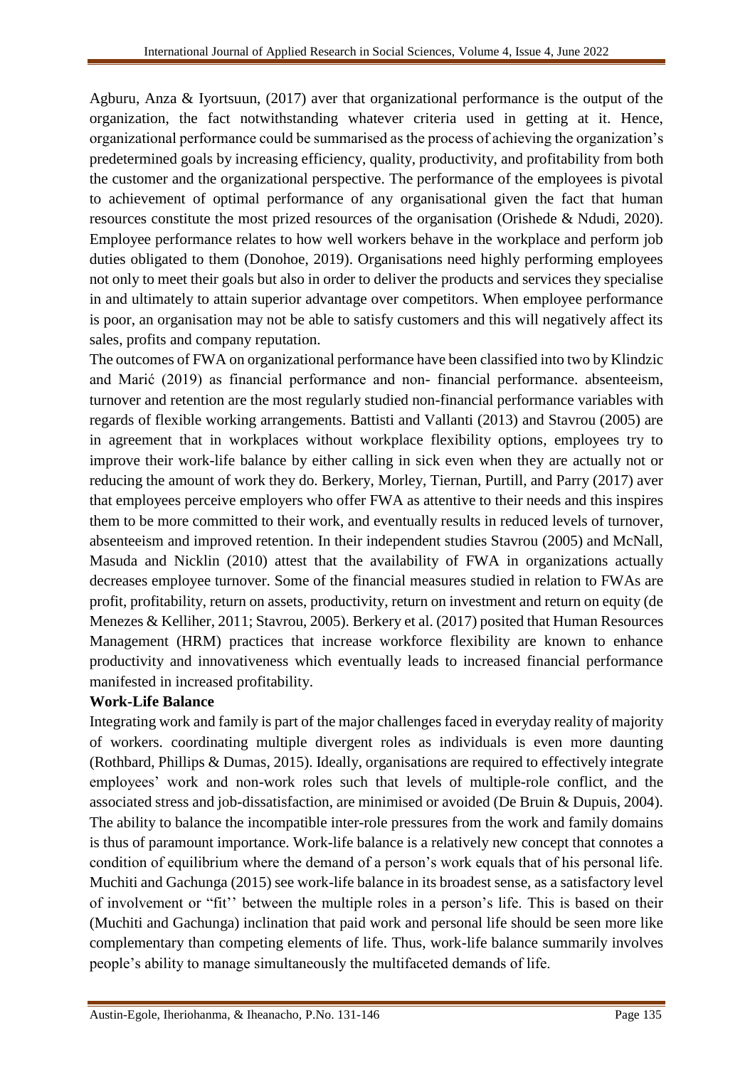Agburu, Anza & Iyortsuun, (2017) aver that organizational performance is the output of the organization, the fact notwithstanding whatever criteria used in getting at it. Hence, organizational performance could be summarised as the process of achieving the organization's predetermined goals by increasing efficiency, quality, productivity, and profitability from both the customer and the organizational perspective. The performance of the employees is pivotal to achievement of optimal performance of any organisational given the fact that human resources constitute the most prized resources of the organisation (Orishede & Ndudi, 2020). Employee performance relates to how well workers behave in the workplace and perform job duties obligated to them (Donohoe, 2019). Organisations need highly performing employees not only to meet their goals but also in order to deliver the products and services they specialise in and ultimately to attain superior advantage over competitors. When employee performance is poor, an organisation may not be able to satisfy customers and this will negatively affect its sales, profits and company reputation.

The outcomes of FWA on organizational performance have been classified into two by Klindzic and Marić (2019) as financial performance and non- financial performance. absenteeism, turnover and retention are the most regularly studied non-financial performance variables with regards of flexible working arrangements. Battisti and Vallanti (2013) and Stavrou (2005) are in agreement that in workplaces without workplace flexibility options, employees try to improve their work-life balance by either calling in sick even when they are actually not or reducing the amount of work they do. Berkery, Morley, Tiernan, Purtill, and Parry (2017) aver that employees perceive employers who offer FWA as attentive to their needs and this inspires them to be more committed to their work, and eventually results in reduced levels of turnover, absenteeism and improved retention. In their independent studies Stavrou (2005) and McNall, Masuda and Nicklin (2010) attest that the availability of FWA in organizations actually decreases employee turnover. Some of the financial measures studied in relation to FWAs are profit, profitability, return on assets, productivity, return on investment and return on equity (de Menezes & Kelliher, 2011; Stavrou, 2005). Berkery et al. (2017) posited that Human Resources Management (HRM) practices that increase workforce flexibility are known to enhance productivity and innovativeness which eventually leads to increased financial performance manifested in increased profitability.

**Work-Life Balance**

Integrating work and family is part of the major challenges faced in everyday reality of majority of workers. coordinating multiple divergent roles as individuals is even more daunting (Rothbard, Phillips & Dumas, 2015). Ideally, organisations are required to effectively integrate employees' work and non-work roles such that levels of multiple-role conflict, and the associated stress and job-dissatisfaction, are minimised or avoided (De Bruin & Dupuis, 2004). The ability to balance the incompatible inter-role pressures from the work and family domains is thus of paramount importance. Work-life balance is a relatively new concept that connotes a condition of equilibrium where the demand of a person's work equals that of his personal life. Muchiti and Gachunga (2015) see work-life balance in its broadest sense, as a satisfactory level of involvement or "fit'' between the multiple roles in a person's life. This is based on their (Muchiti and Gachunga) inclination that paid work and personal life should be seen more like complementary than competing elements of life. Thus, work-life balance summarily involves people's ability to manage simultaneously the multifaceted demands of life.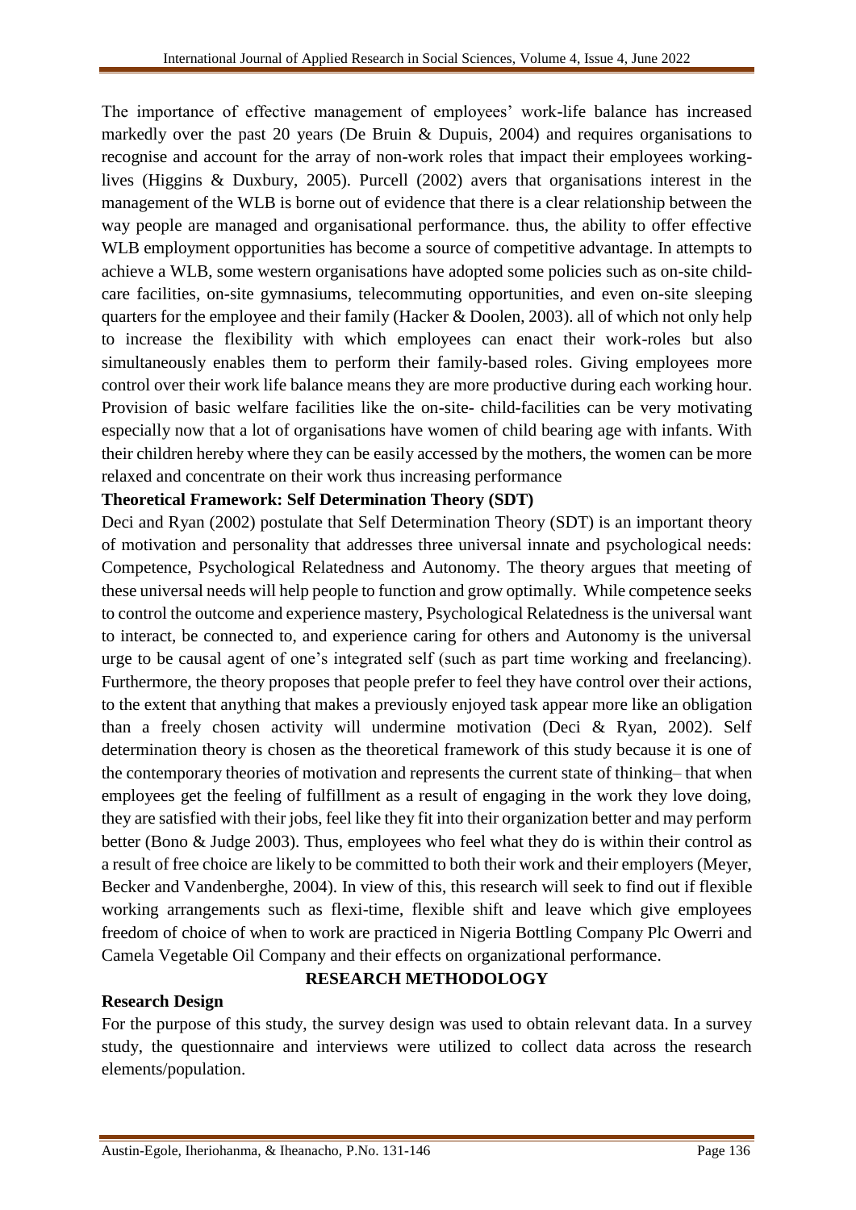The importance of effective management of employees' work-life balance has increased markedly over the past 20 years (De Bruin & Dupuis, 2004) and requires organisations to recognise and account for the array of non-work roles that impact their employees working-lives (Higgins & Duxbury, 2005). Purcell (2002) avers that organisations interest in the management of the WLB is borne out of evidence that there is a clear relationship between the way people are managed and organisational performance. thus, the ability to offer effective WLB employment opportunities has become a source of competitive advantage. In attempts to achieve a WLB, some western organisations have adopted some policies such as on-site child-care facilities, on-site gymnasiums, telecommuting opportunities, and even on-site sleeping quarters for the employee and their family (Hacker & Doolen, 2003). all of which not only help to increase the flexibility with which employees can enact their work-roles but also simultaneously enables them to perform their family-based roles. Giving employees more control over their work life balance means they are more productive during each working hour. Provision of basic welfare facilities like the on-site- child-facilities can be very motivating especially now that a lot of organisations have women of child bearing age with infants. With their children hereby where they can be easily accessed by the mothers, the women can be more relaxed and concentrate on their work thus increasing performance

**Theoretical Framework: Self Determination Theory (SDT)**

Deci and Ryan (2002) postulate that Self Determination Theory (SDT) is an important theory of motivation and personality that addresses three universal innate and psychological needs: Competence, Psychological Relatedness and Autonomy. The theory argues that meeting of these universal needs will help people to function and grow optimally. While competence seeks to control the outcome and experience mastery, Psychological Relatedness is the universal want to interact, be connected to, and experience caring for others and Autonomy is the universal urge to be causal agent of one's integrated self (such as part time working and freelancing). Furthermore, the theory proposes that people prefer to feel they have control over their actions, to the extent that anything that makes a previously enjoyed task appear more like an obligation than a freely chosen activity will undermine motivation (Deci & Ryan, 2002). Self determination theory is chosen as the theoretical framework of this study because it is one of the contemporary theories of motivation and represents the current state of thinking– that when employees get the feeling of fulfillment as a result of engaging in the work they love doing, they are satisfied with their jobs, feel like they fit into their organization better and may perform better (Bono & Judge 2003). Thus, employees who feel what they do is within their control as a result of free choice are likely to be committed to both their work and their employers (Meyer, Becker and Vandenberghe, 2004). In view of this, this research will seek to find out if flexible working arrangements such as flexi-time, flexible shift and leave which give employees freedom of choice of when to work are practiced in Nigeria Bottling Company Plc Owerri and Camela Vegetable Oil Company and their effects on organizational performance.

## RESEARCH METHODOLOGY

**Research Design**

For the purpose of this study, the survey design was used to obtain relevant data. In a survey study, the questionnaire and interviews were utilized to collect data across the research elements/population.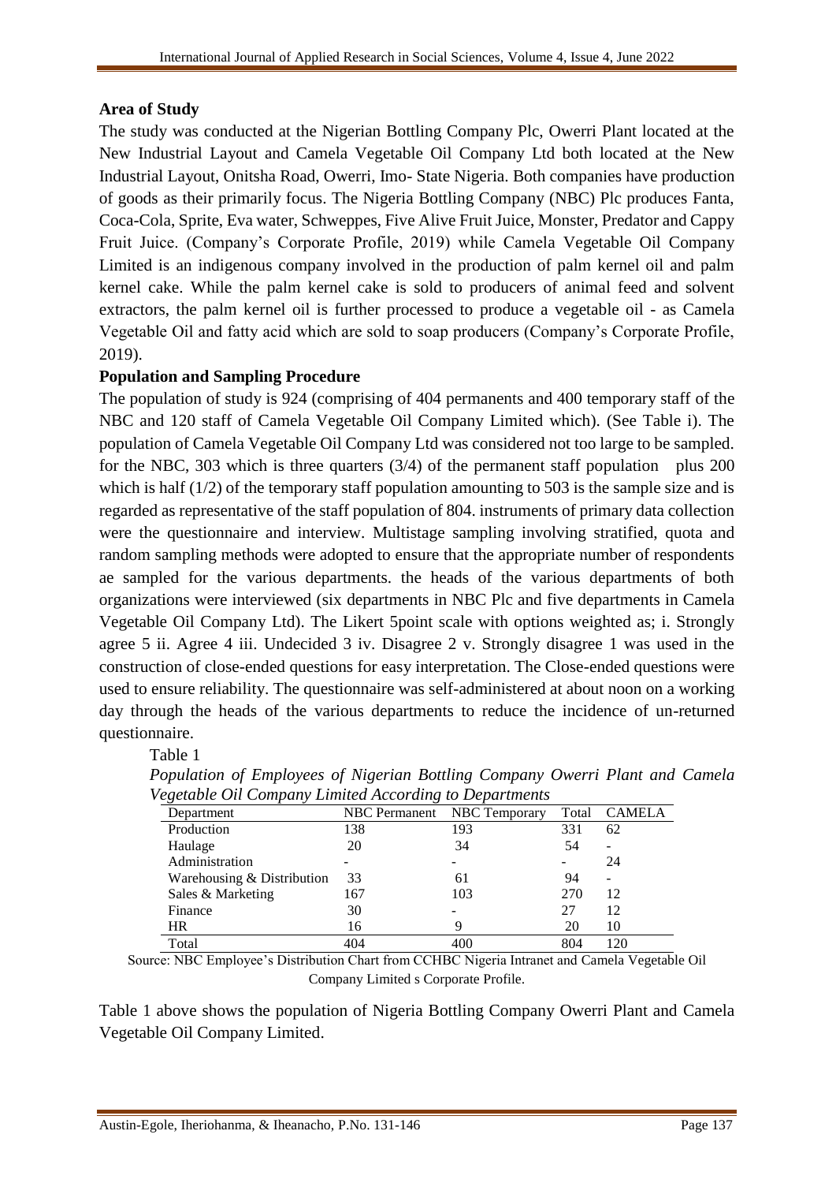**Area of Study**

The study was conducted at the Nigerian Bottling Company Plc, Owerri Plant located at the New Industrial Layout and Camela Vegetable Oil Company Ltd both located at the New Industrial Layout, Onitsha Road, Owerri, Imo- State Nigeria. Both companies have production of goods as their primarily focus. The Nigeria Bottling Company (NBC) Plc produces Fanta, Coca-Cola, Sprite, Eva water, Schweppes, Five Alive Fruit Juice, Monster, Predator and Cappy Fruit Juice. (Company's Corporate Profile, 2019) while Camela Vegetable Oil Company Limited is an indigenous company involved in the production of palm kernel oil and palm kernel cake. While the palm kernel cake is sold to producers of animal feed and solvent extractors, the palm kernel oil is further processed to produce a vegetable oil - as Camela Vegetable Oil and fatty acid which are sold to soap producers (Company's Corporate Profile, 2019).

**Population and Sampling Procedure**

The population of study is 924 (comprising of 404 permanents and 400 temporary staff of the NBC and 120 staff of Camela Vegetable Oil Company Limited which). (See Table i). The population of Camela Vegetable Oil Company Ltd was considered not too large to be sampled. for the NBC, 303 which is three quarters (3/4) of the permanent staff population plus 200 which is half (1/2) of the temporary staff population amounting to 503 is the sample size and is regarded as representative of the staff population of 804. instruments of primary data collection were the questionnaire and interview. Multistage sampling involving stratified, quota and random sampling methods were adopted to ensure that the appropriate number of respondents ae sampled for the various departments. the heads of the various departments of both organizations were interviewed (six departments in NBC Plc and five departments in Camela Vegetable Oil Company Ltd). The Likert 5point scale with options weighted as; i. Strongly agree 5 ii. Agree 4 iii. Undecided 3 iv. Disagree 2 v. Strongly disagree 1 was used in the construction of close-ended questions for easy interpretation. The Close-ended questions were used to ensure reliability. The questionnaire was self-administered at about noon on a working day through the heads of the various departments to reduce the incidence of un-returned questionnaire.

Table 1

*Population of Employees of Nigerian Bottling Company Owerri Plant and Camela Vegetable Oil Company Limited According to Departments*

| Department | NBC Permanent | NBC Temporary | Total | CAMELA |
|---|---|---|---|---|
| Production | 138 | 193 | 331 | 62 |
| Haulage | 20 | 34 | 54 | - |
| Administration | - | - | - | 24 |
| Warehousing & Distribution | 33 | 61 | 94 | - |
| Sales & Marketing | 167 | 103 | 270 | 12 |
| Finance | 30 | - | 27 | 12 |
| HR | 16 | 9 | 20 | 10 |
| Total | 404 | 400 | 804 | 120 |

Source: NBC Employee's Distribution Chart from CCHBC Nigeria Intranet and Camela Vegetable Oil Company Limited s Corporate Profile.

Table 1 above shows the population of Nigeria Bottling Company Owerri Plant and Camela Vegetable Oil Company Limited.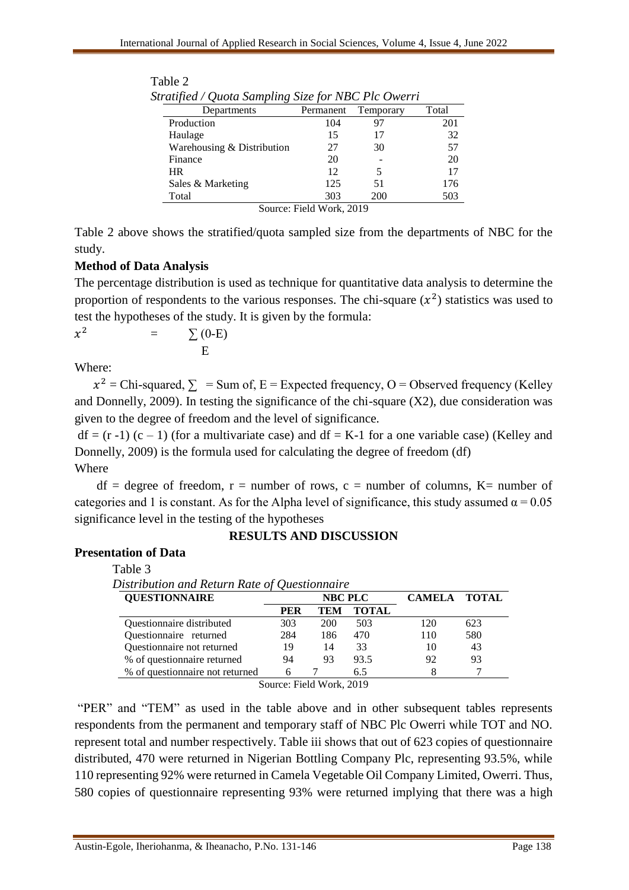Table 2

*Stratified / Quota Sampling Size for NBC Plc Owerri*

| Departments | Permanent | Temporary | Total |
|---|---|---|---|
| Production | 104 | 97 | 201 |
| Haulage | 15 | 17 | 32 |
| Warehousing & Distribution | 27 | 30 | 57 |
| Finance | 20 | - | 20 |
| HR | 12 | 5 | 17 |
| Sales & Marketing | 125 | 51 | 176 |
| Total | 303 | 200 | 503 |

Source: Field Work, 2019

Table 2 above shows the stratified/quota sampled size from the departments of NBC for the study.

**Method of Data Analysis**

The percentage distribution is used as technique for quantitative data analysis to determine the proportion of respondents to the various responses. The chi-square ($x^2$) statistics was used to test the hypotheses of the study. It is given by the formula:

$$x^2 = \frac{\sum (0\text{-E})}{E}$$

Where:

$x^2$ = Chi-squared, $\sum$ = Sum of, E = Expected frequency, O = Observed frequency (Kelley and Donnelly, 2009). In testing the significance of the chi-square (X2), due consideration was given to the degree of freedom and the level of significance.

df = (r -1) (c – 1) (for a multivariate case) and df = K-1 for a one variable case) (Kelley and Donnelly, 2009) is the formula used for calculating the degree of freedom (df)

Where

df = degree of freedom, r = number of rows, c = number of columns, K= number of categories and 1 is constant. As for the Alpha level of significance, this study assumed $\alpha = 0.05$ significance level in the testing of the hypotheses

## RESULTS AND DISCUSSION

**Presentation of Data**

Table 3

*Distribution and Return Rate of Questionnaire*

| QUESTIONNAIRE | NBC PLC | | | CAMELA | TOTAL |
|---|---|---|---|---|---|
| | PER | TEM | TOTAL | | |
| Questionnaire distributed | 303 | 200 | 503 | 120 | 623 |
| Questionnaire returned | 284 | 186 | 470 | 110 | 580 |
| Questionnaire not returned | 19 | 14 | 33 | 10 | 43 |
| % of questionnaire returned | 94 | 93 | 93.5 | 92 | 93 |
| % of questionnaire not returned | 6 | 7 | 6.5 | 8 | 7 |

Source: Field Work, 2019

"PER" and "TEM" as used in the table above and in other subsequent tables represents respondents from the permanent and temporary staff of NBC Plc Owerri while TOT and NO. represent total and number respectively. Table iii shows that out of 623 copies of questionnaire distributed, 470 were returned in Nigerian Bottling Company Plc, representing 93.5%, while 110 representing 92% were returned in Camela Vegetable Oil Company Limited, Owerri. Thus, 580 copies of questionnaire representing 93% were returned implying that there was a high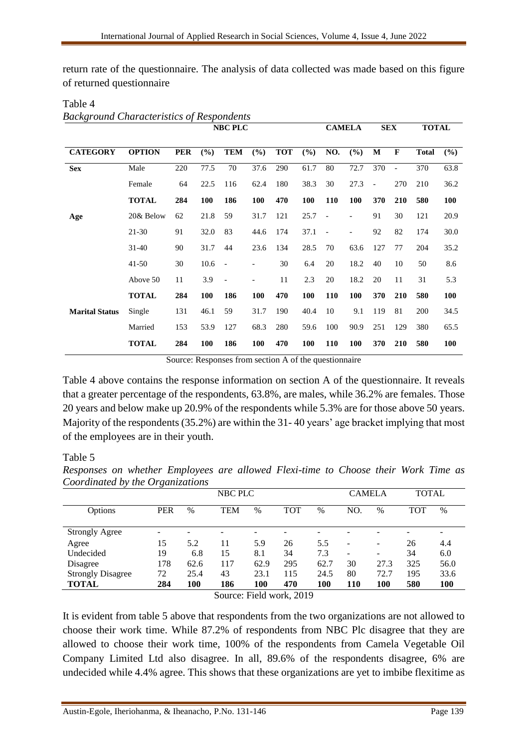return rate of the questionnaire. The analysis of data collected was made based on this figure of returned questionnaire

Table 4

*Background Characteristics of Respondents*

| | | NBC PLC | | | | | | CAMELA | | SEX | | TOTAL | |
|---|---|---|---|---|---|---|---|---|---|---|---|---|---|
| **CATEGORY** | **OPTION** | **PER** | **(%)** | **TEM** | **(%)** | **TOT** | **(%)** | **NO.** | **(%)** | **M** | **F** | **Total** | **(%)** |
| **Sex** | Male | 220 | 77.5 | 70 | 37.6 | 290 | 61.7 | 80 | 72.7 | 370 | - | 370 | 63.8 |
| | Female | 64 | 22.5 | 116 | 62.4 | 180 | 38.3 | 30 | 27.3 | - | 270 | 210 | 36.2 |
| | **TOTAL** | **284** | **100** | **186** | **100** | **470** | **100** | **110** | **100** | **370** | **210** | **580** | **100** |
| **Age** | 20& Below | 62 | 21.8 | 59 | 31.7 | 121 | 25.7 | - | - | 91 | 30 | 121 | 20.9 |
| | 21-30 | 91 | 32.0 | 83 | 44.6 | 174 | 37.1 | - | - | 92 | 82 | 174 | 30.0 |
| | 31-40 | 90 | 31.7 | 44 | 23.6 | 134 | 28.5 | 70 | 63.6 | 127 | 77 | 204 | 35.2 |
| | 41-50 | 30 | 10.6 | - | - | 30 | 6.4 | 20 | 18.2 | 40 | 10 | 50 | 8.6 |
| | Above 50 | 11 | 3.9 | - | - | 11 | 2.3 | 20 | 18.2 | 20 | 11 | 31 | 5.3 |
| | **TOTAL** | **284** | **100** | **186** | **100** | **470** | **100** | **110** | **100** | **370** | **210** | **580** | **100** |
| **Marital Status** | Single | 131 | 46.1 | 59 | 31.7 | 190 | 40.4 | 10 | 9.1 | 119 | 81 | 200 | 34.5 |
| | Married | 153 | 53.9 | 127 | 68.3 | 280 | 59.6 | 100 | 90.9 | 251 | 129 | 380 | 65.5 |
| | **TOTAL** | **284** | **100** | **186** | **100** | **470** | **100** | **110** | **100** | **370** | **210** | **580** | **100** |

Source: Responses from section A of the questionnaire

Table 4 above contains the response information on section A of the questionnaire. It reveals that a greater percentage of the respondents, 63.8%, are males, while 36.2% are females. Those 20 years and below make up 20.9% of the respondents while 5.3% are for those above 50 years. Majority of the respondents (35.2%) are within the 31- 40 years' age bracket implying that most of the employees are in their youth.

Table 5

*Responses on whether Employees are allowed Flexi-time to Choose their Work Time as Coordinated by the Organizations*

| | NBC PLC | | | | | | CAMELA | | TOTAL | |
|---|---|---|---|---|---|---|---|---|---|---|
| Options | PER | % | TEM | % | TOT | % | NO. | % | TOT | % |
| Strongly Agree | - | - | - | - | - | - | - | - | - | - |
| Agree | 15 | 5.2 | 11 | 5.9 | 26 | 5.5 | - | - | 26 | 4.4 |
| Undecided | 19 | 6.8 | 15 | 8.1 | 34 | 7.3 | - | - | 34 | 6.0 |
| Disagree | 178 | 62.6 | 117 | 62.9 | 295 | 62.7 | 30 | 27.3 | 325 | 56.0 |
| Strongly Disagree | 72 | 25.4 | 43 | 23.1 | 115 | 24.5 | 80 | 72.7 | 195 | 33.6 |
| **TOTAL** | **284** | **100** | **186** | **100** | **470** | **100** | **110** | **100** | **580** | **100** |

Source: Field work, 2019

It is evident from table 5 above that respondents from the two organizations are not allowed to choose their work time. While 87.2% of respondents from NBC Plc disagree that they are allowed to choose their work time, 100% of the respondents from Camela Vegetable Oil Company Limited Ltd also disagree. In all, 89.6% of the respondents disagree, 6% are undecided while 4.4% agree. This shows that these organizations are yet to imbibe flexitime as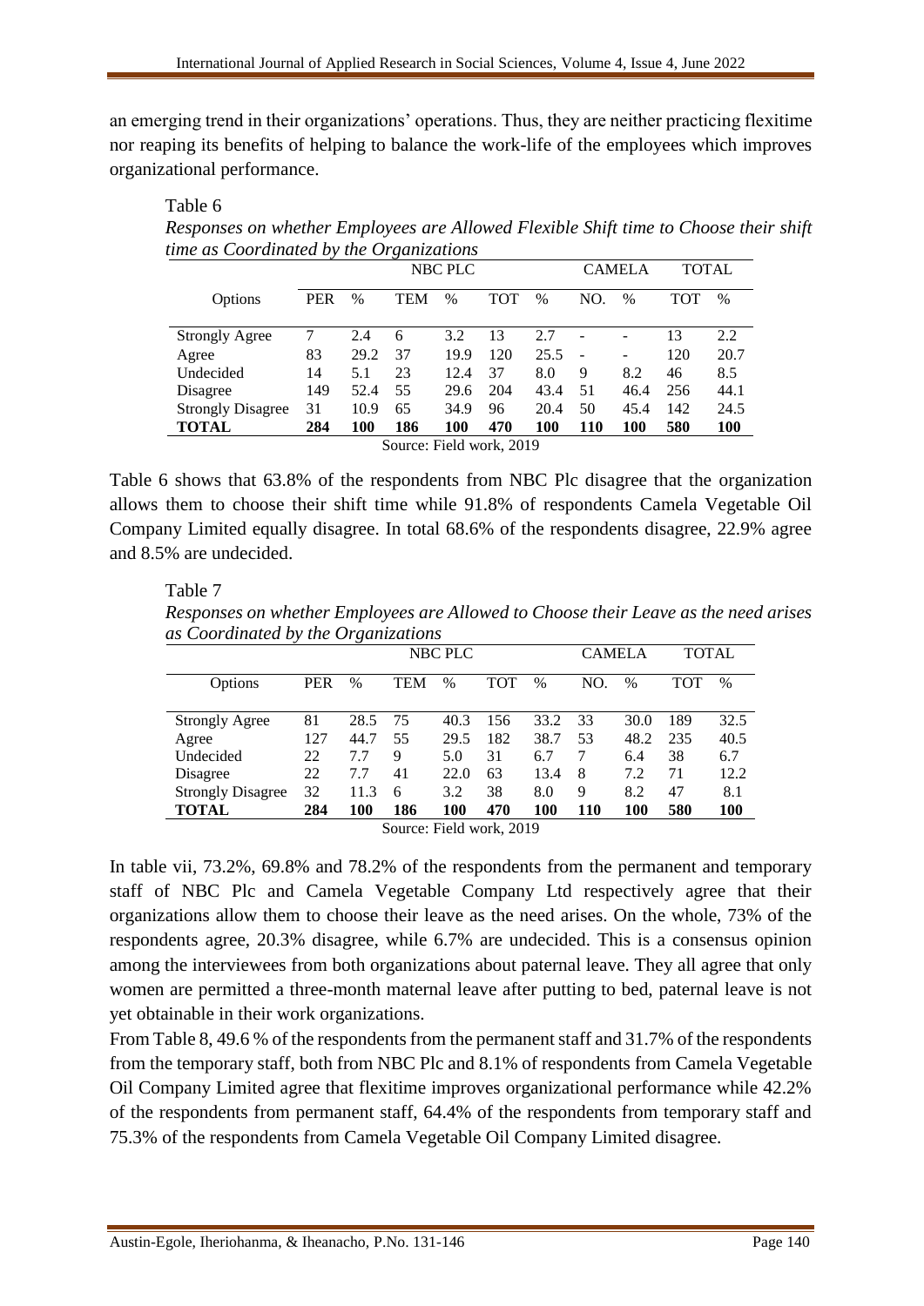an emerging trend in their organizations' operations. Thus, they are neither practicing flexitime nor reaping its benefits of helping to balance the work-life of the employees which improves organizational performance.

Table 6

*Responses on whether Employees are Allowed Flexible Shift time to Choose their shift time as Coordinated by the Organizations*

| | NBC PLC | | | | | | CAMELA | | TOTAL | |
|---|---|---|---|---|---|---|---|---|---|---|
| Options | PER | % | TEM | % | TOT | % | NO. | % | TOT | % |
| Strongly Agree | 7 | 2.4 | 6 | 3.2 | 13 | 2.7 | - | - | 13 | 2.2 |
| Agree | 83 | 29.2 | 37 | 19.9 | 120 | 25.5 | - | - | 120 | 20.7 |
| Undecided | 14 | 5.1 | 23 | 12.4 | 37 | 8.0 | 9 | 8.2 | 46 | 8.5 |
| Disagree | 149 | 52.4 | 55 | 29.6 | 204 | 43.4 | 51 | 46.4 | 256 | 44.1 |
| Strongly Disagree | 31 | 10.9 | 65 | 34.9 | 96 | 20.4 | 50 | 45.4 | 142 | 24.5 |
| **TOTAL** | **284** | **100** | **186** | **100** | **470** | **100** | **110** | **100** | **580** | **100** |

Source: Field work, 2019

Table 6 shows that 63.8% of the respondents from NBC Plc disagree that the organization allows them to choose their shift time while 91.8% of respondents Camela Vegetable Oil Company Limited equally disagree. In total 68.6% of the respondents disagree, 22.9% agree and 8.5% are undecided.

Table 7

*Responses on whether Employees are Allowed to Choose their Leave as the need arises as Coordinated by the Organizations*

| | NBC PLC | | | | | | CAMELA | | TOTAL | |
|---|---|---|---|---|---|---|---|---|---|---|
| Options | PER | % | TEM | % | TOT | % | NO. | % | TOT | % |
| Strongly Agree | 81 | 28.5 | 75 | 40.3 | 156 | 33.2 | 33 | 30.0 | 189 | 32.5 |
| Agree | 127 | 44.7 | 55 | 29.5 | 182 | 38.7 | 53 | 48.2 | 235 | 40.5 |
| Undecided | 22 | 7.7 | 9 | 5.0 | 31 | 6.7 | 7 | 6.4 | 38 | 6.7 |
| Disagree | 22 | 7.7 | 41 | 22.0 | 63 | 13.4 | 8 | 7.2 | 71 | 12.2 |
| Strongly Disagree | 32 | 11.3 | 6 | 3.2 | 38 | 8.0 | 9 | 8.2 | 47 | 8.1 |
| **TOTAL** | **284** | **100** | **186** | **100** | **470** | **100** | **110** | **100** | **580** | **100** |

Source: Field work, 2019

In table vii, 73.2%, 69.8% and 78.2% of the respondents from the permanent and temporary staff of NBC Plc and Camela Vegetable Company Ltd respectively agree that their organizations allow them to choose their leave as the need arises. On the whole, 73% of the respondents agree, 20.3% disagree, while 6.7% are undecided. This is a consensus opinion among the interviewees from both organizations about paternal leave. They all agree that only women are permitted a three-month maternal leave after putting to bed, paternal leave is not yet obtainable in their work organizations.

From Table 8, 49.6 % of the respondents from the permanent staff and 31.7% of the respondents from the temporary staff, both from NBC Plc and 8.1% of respondents from Camela Vegetable Oil Company Limited agree that flexitime improves organizational performance while 42.2% of the respondents from permanent staff, 64.4% of the respondents from temporary staff and 75.3% of the respondents from Camela Vegetable Oil Company Limited disagree.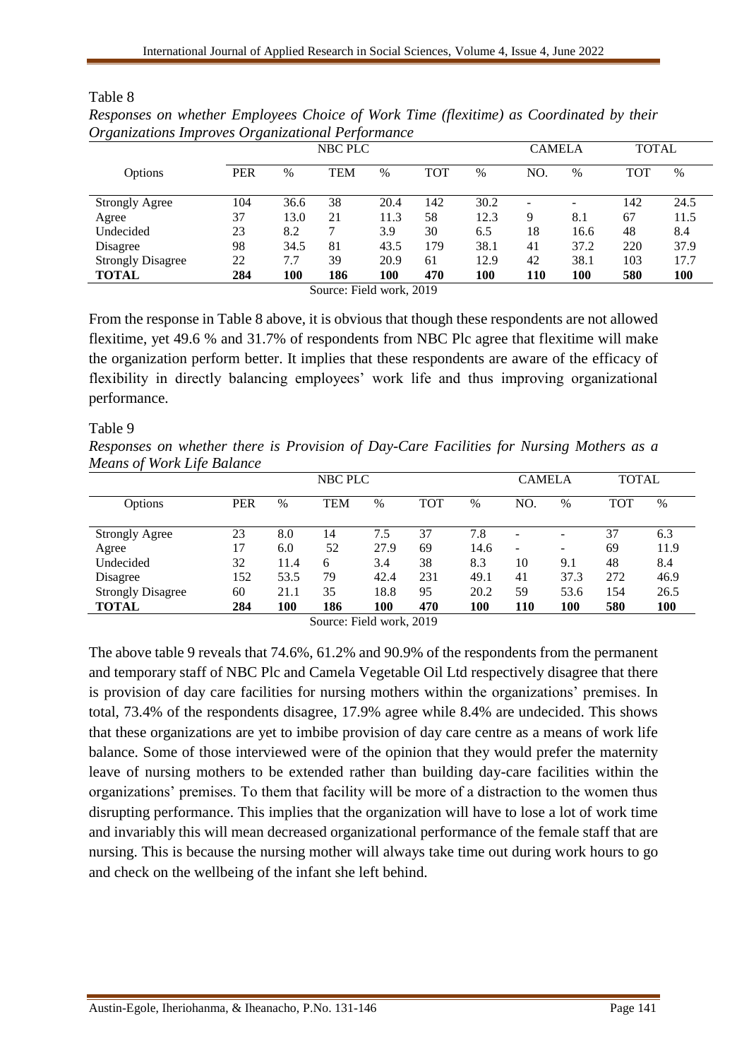Table 8

*Responses on whether Employees Choice of Work Time (flexitime) as Coordinated by their Organizations Improves Organizational Performance*

| | NBC PLC | | | | | | CAMELA | | TOTAL | |
|---|---|---|---|---|---|---|---|---|---|---|
| Options | PER | % | TEM | % | TOT | % | NO. | % | TOT | % |
| Strongly Agree | 104 | 36.6 | 38 | 20.4 | 142 | 30.2 | - | - | 142 | 24.5 |
| Agree | 37 | 13.0 | 21 | 11.3 | 58 | 12.3 | 9 | 8.1 | 67 | 11.5 |
| Undecided | 23 | 8.2 | 7 | 3.9 | 30 | 6.5 | 18 | 16.6 | 48 | 8.4 |
| Disagree | 98 | 34.5 | 81 | 43.5 | 179 | 38.1 | 41 | 37.2 | 220 | 37.9 |
| Strongly Disagree | 22 | 7.7 | 39 | 20.9 | 61 | 12.9 | 42 | 38.1 | 103 | 17.7 |
| **TOTAL** | **284** | **100** | **186** | **100** | **470** | **100** | **110** | **100** | **580** | **100** |

Source: Field work, 2019

From the response in Table 8 above, it is obvious that though these respondents are not allowed flexitime, yet 49.6 % and 31.7% of respondents from NBC Plc agree that flexitime will make the organization perform better. It implies that these respondents are aware of the efficacy of flexibility in directly balancing employees' work life and thus improving organizational performance.

Table 9

*Responses on whether there is Provision of Day-Care Facilities for Nursing Mothers as a Means of Work Life Balance*

| | NBC PLC | | | | | | CAMELA | | TOTAL | |
|---|---|---|---|---|---|---|---|---|---|---|
| Options | PER | % | TEM | % | TOT | % | NO. | % | TOT | % |
| Strongly Agree | 23 | 8.0 | 14 | 7.5 | 37 | 7.8 | - | - | 37 | 6.3 |
| Agree | 17 | 6.0 | 52 | 27.9 | 69 | 14.6 | - | - | 69 | 11.9 |
| Undecided | 32 | 11.4 | 6 | 3.4 | 38 | 8.3 | 10 | 9.1 | 48 | 8.4 |
| Disagree | 152 | 53.5 | 79 | 42.4 | 231 | 49.1 | 41 | 37.3 | 272 | 46.9 |
| Strongly Disagree | 60 | 21.1 | 35 | 18.8 | 95 | 20.2 | 59 | 53.6 | 154 | 26.5 |
| **TOTAL** | **284** | **100** | **186** | **100** | **470** | **100** | **110** | **100** | **580** | **100** |

Source: Field work, 2019

The above table 9 reveals that 74.6%, 61.2% and 90.9% of the respondents from the permanent and temporary staff of NBC Plc and Camela Vegetable Oil Ltd respectively disagree that there is provision of day care facilities for nursing mothers within the organizations' premises. In total, 73.4% of the respondents disagree, 17.9% agree while 8.4% are undecided. This shows that these organizations are yet to imbibe provision of day care centre as a means of work life balance. Some of those interviewed were of the opinion that they would prefer the maternity leave of nursing mothers to be extended rather than building day-care facilities within the organizations' premises. To them that facility will be more of a distraction to the women thus disrupting performance. This implies that the organization will have to lose a lot of work time and invariably this will mean decreased organizational performance of the female staff that are nursing. This is because the nursing mother will always take time out during work hours to go and check on the wellbeing of the infant she left behind.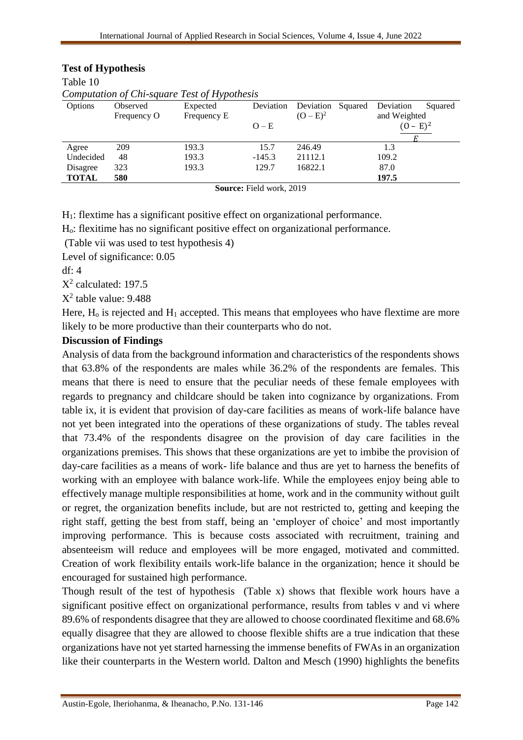### Test of Hypothesis

Table 10

*Computation of Chi-square Test of Hypothesis*

| Options | Observed Frequency O | Expected Frequency E | Deviation $O - E$ | Deviation Squared $(O - E)^2$ | Deviation Squared and Weighted $\frac{(O - E)^2}{E}$ |
|---|---|---|---|---|---|
| Agree | 209 | 193.3 | 15.7 | 246.49 | 1.3 |
| Undecided | 48 | 193.3 | -145.3 | 21112.1 | 109.2 |
| Disagree | 323 | 193.3 | 129.7 | 16822.1 | 87.0 |
| **TOTAL** | **580** | | | | **197.5** |

**Source:** Field work, 2019

$H_1$: flextime has a significant positive effect on organizational performance.

$H_o$: flexitime has no significant positive effect on organizational performance.

(Table vii was used to test hypothesis 4)

Level of significance: 0.05

df: 4

$X^2$ calculated: 197.5

$X^2$ table value: 9.488

Here, $H_o$ is rejected and $H_1$ accepted. This means that employees who have flextime are more likely to be more productive than their counterparts who do not.

### Discussion of Findings

Analysis of data from the background information and characteristics of the respondents shows that 63.8% of the respondents are males while 36.2% of the respondents are females. This means that there is need to ensure that the peculiar needs of these female employees with regards to pregnancy and childcare should be taken into cognizance by organizations. From table ix, it is evident that provision of day-care facilities as means of work-life balance have not yet been integrated into the operations of these organizations of study. The tables reveal that 73.4% of the respondents disagree on the provision of day care facilities in the organizations premises. This shows that these organizations are yet to imbibe the provision of day-care facilities as a means of work- life balance and thus are yet to harness the benefits of working with an employee with balance work-life. While the employees enjoy being able to effectively manage multiple responsibilities at home, work and in the community without guilt or regret, the organization benefits include, but are not restricted to, getting and keeping the right staff, getting the best from staff, being an 'employer of choice' and most importantly improving performance. This is because costs associated with recruitment, training and absenteeism will reduce and employees will be more engaged, motivated and committed. Creation of work flexibility entails work-life balance in the organization; hence it should be encouraged for sustained high performance.

Though result of the test of hypothesis (Table x) shows that flexible work hours have a significant positive effect on organizational performance, results from tables v and vi where 89.6% of respondents disagree that they are allowed to choose coordinated flexitime and 68.6% equally disagree that they are allowed to choose flexible shifts are a true indication that these organizations have not yet started harnessing the immense benefits of FWAs in an organization like their counterparts in the Western world. Dalton and Mesch (1990) highlights the benefits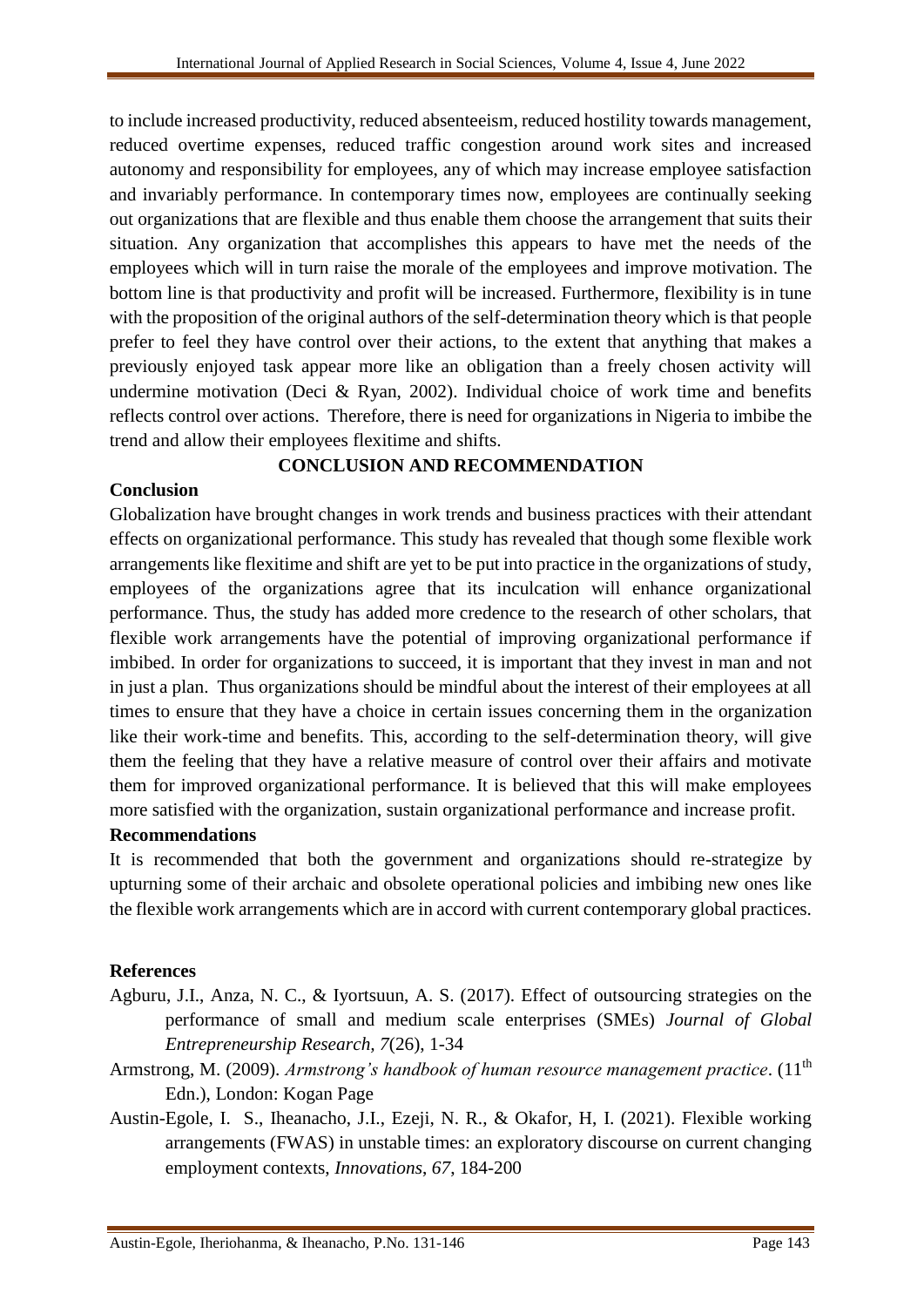to include increased productivity, reduced absenteeism, reduced hostility towards management, reduced overtime expenses, reduced traffic congestion around work sites and increased autonomy and responsibility for employees, any of which may increase employee satisfaction and invariably performance. In contemporary times now, employees are continually seeking out organizations that are flexible and thus enable them choose the arrangement that suits their situation. Any organization that accomplishes this appears to have met the needs of the employees which will in turn raise the morale of the employees and improve motivation. The bottom line is that productivity and profit will be increased. Furthermore, flexibility is in tune with the proposition of the original authors of the self-determination theory which is that people prefer to feel they have control over their actions, to the extent that anything that makes a previously enjoyed task appear more like an obligation than a freely chosen activity will undermine motivation (Deci & Ryan, 2002). Individual choice of work time and benefits reflects control over actions. Therefore, there is need for organizations in Nigeria to imbibe the trend and allow their employees flexitime and shifts.

## CONCLUSION AND RECOMMENDATION

### Conclusion

Globalization have brought changes in work trends and business practices with their attendant effects on organizational performance. This study has revealed that though some flexible work arrangements like flexitime and shift are yet to be put into practice in the organizations of study, employees of the organizations agree that its inculcation will enhance organizational performance. Thus, the study has added more credence to the research of other scholars, that flexible work arrangements have the potential of improving organizational performance if imbibed. In order for organizations to succeed, it is important that they invest in man and not in just a plan. Thus organizations should be mindful about the interest of their employees at all times to ensure that they have a choice in certain issues concerning them in the organization like their work-time and benefits. This, according to the self-determination theory, will give them the feeling that they have a relative measure of control over their affairs and motivate them for improved organizational performance. It is believed that this will make employees more satisfied with the organization, sustain organizational performance and increase profit.

### Recommendations

It is recommended that both the government and organizations should re-strategize by upturning some of their archaic and obsolete operational policies and imbibing new ones like the flexible work arrangements which are in accord with current contemporary global practices.

### References

Agburu, J.I., Anza, N. C., & Iyortsuun, A. S. (2017). Effect of outsourcing strategies on the performance of small and medium scale enterprises (SMEs) *Journal of Global Entrepreneurship Research, 7*(26), 1-34

Armstrong, M. (2009). *Armstrong's handbook of human resource management practice*. (11th Edn.), London: Kogan Page

Austin-Egole, I. S., Iheanacho, J.I., Ezeji, N. R., & Okafor, H, I. (2021). Flexible working arrangements (FWAS) in unstable times: an exploratory discourse on current changing employment contexts, *Innovations*, *67*, 184-200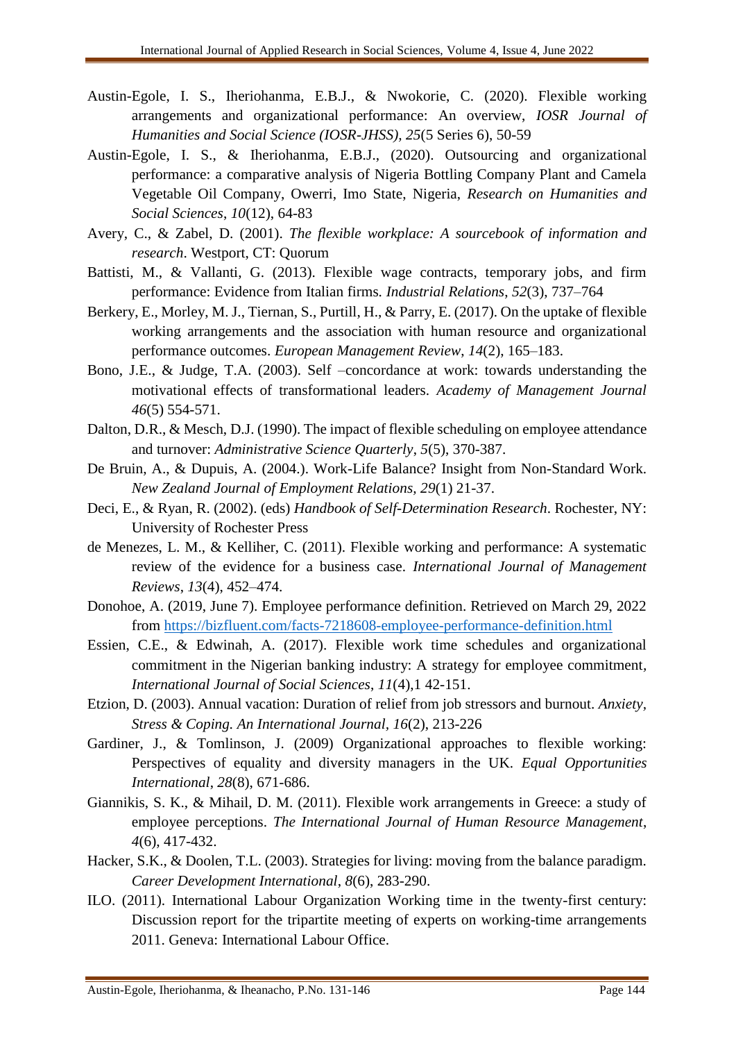Austin-Egole, I. S., Iheriohanma, E.B.J., & Nwokorie, C. (2020). Flexible working arrangements and organizational performance: An overview, *IOSR Journal of Humanities and Social Science (IOSR-JHSS), 25*(5 Series 6), 50-59

Austin-Egole, I. S., & Iheriohanma, E.B.J., (2020). Outsourcing and organizational performance: a comparative analysis of Nigeria Bottling Company Plant and Camela Vegetable Oil Company, Owerri, Imo State, Nigeria, *Research on Humanities and Social Sciences*, *10*(12), 64-83

Avery, C., & Zabel, D. (2001). *The flexible workplace: A sourcebook of information and research*. Westport, CT: Quorum

Battisti, M., & Vallanti, G. (2013). Flexible wage contracts, temporary jobs, and firm performance: Evidence from Italian firms. *Industrial Relations*, *52*(3), 737–764

Berkery, E., Morley, M. J., Tiernan, S., Purtill, H., & Parry, E. (2017). On the uptake of flexible working arrangements and the association with human resource and organizational performance outcomes. *European Management Review*, *14*(2), 165–183.

Bono, J.E., & Judge, T.A. (2003). Self –concordance at work: towards understanding the motivational effects of transformational leaders. *Academy of Management Journal 46*(5) 554-571.

Dalton, D.R., & Mesch, D.J. (1990). The impact of flexible scheduling on employee attendance and turnover: *Administrative Science Quarterly*, *5*(5), 370-387.

De Bruin, A., & Dupuis, A. (2004.). Work-Life Balance? Insight from Non-Standard Work. *New Zealand Journal of Employment Relations, 29*(1) 21-37.

Deci, E., & Ryan, R. (2002). (eds) *Handbook of Self-Determination Research*. Rochester, NY: University of Rochester Press

de Menezes, L. M., & Kelliher, C. (2011). Flexible working and performance: A systematic review of the evidence for a business case. *International Journal of Management Reviews*, *13*(4), 452–474.

Donohoe, A. (2019, June 7). Employee performance definition. Retrieved on March 29, 2022 from https://bizfluent.com/facts-7218608-employee-performance-definition.html

Essien, C.E., & Edwinah, A. (2017). Flexible work time schedules and organizational commitment in the Nigerian banking industry: A strategy for employee commitment, *International Journal of Social Sciences*, *11*(4),1 42-151.

Etzion, D. (2003). Annual vacation: Duration of relief from job stressors and burnout. *Anxiety, Stress & Coping. An International Journal*, *16*(2), 213-226

Gardiner, J., & Tomlinson, J. (2009) Organizational approaches to flexible working: Perspectives of equality and diversity managers in the UK. *Equal Opportunities International*, *28*(8), 671-686.

Giannikis, S. K., & Mihail, D. M. (2011). Flexible work arrangements in Greece: a study of employee perceptions. *The International Journal of Human Resource Management*, *4*(6), 417-432.

Hacker, S.K., & Doolen, T.L. (2003). Strategies for living: moving from the balance paradigm. *Career Development International*, *8*(6), 283-290.

ILO. (2011). International Labour Organization Working time in the twenty-first century: Discussion report for the tripartite meeting of experts on working-time arrangements 2011. Geneva: International Labour Office.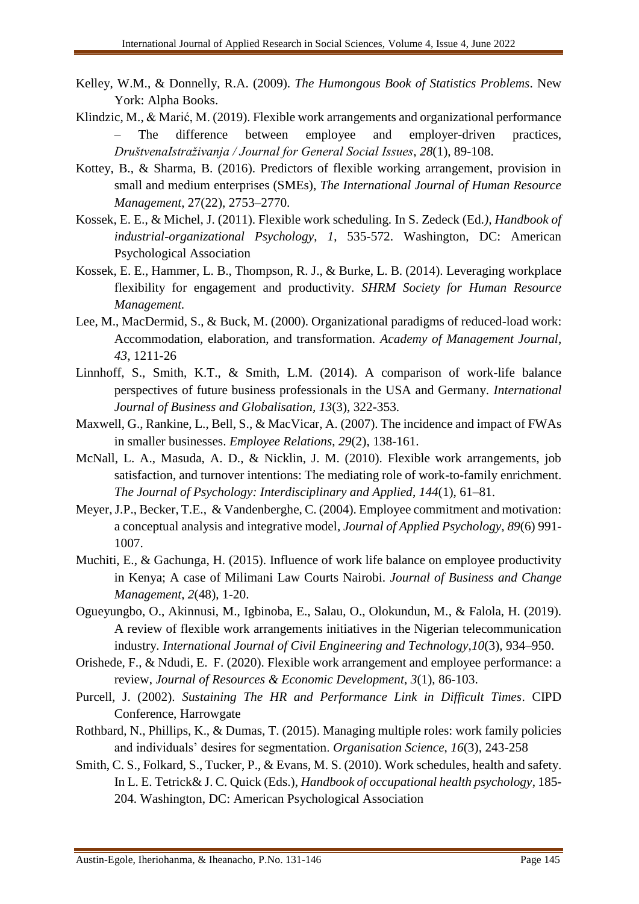Kelley, W.M., & Donnelly, R.A. (2009). *The Humongous Book of Statistics Problems*. New York: Alpha Books.

Klindzic, M., & Marić, M. (2019). Flexible work arrangements and organizational performance – The difference between employee and employer-driven practices, *DruštvenaIstraživanja / Journal for General Social Issues*, *28*(1), 89-108.

Kottey, B., & Sharma, B. (2016). Predictors of flexible working arrangement, provision in small and medium enterprises (SMEs), *The International Journal of Human Resource Management*, 27(22), 2753–2770.

Kossek, E. E., & Michel, J. (2011). Flexible work scheduling. In S. Zedeck (Ed.*), Handbook of industrial-organizational Psychology*, *1*, 535-572. Washington, DC: American Psychological Association

Kossek, E. E., Hammer, L. B., Thompson, R. J., & Burke, L. B. (2014). Leveraging workplace flexibility for engagement and productivity. *SHRM Society for Human Resource Management.*

Lee, M., MacDermid, S., & Buck, M. (2000). Organizational paradigms of reduced-load work: Accommodation, elaboration, and transformation. *Academy of Management Journal*, *43*, 1211-26

Linnhoff, S., Smith, K.T., & Smith, L.M. (2014). A comparison of work-life balance perspectives of future business professionals in the USA and Germany. *International Journal of Business and Globalisation, 13*(3), 322-353.

Maxwell, G., Rankine, L., Bell, S., & MacVicar, A. (2007). The incidence and impact of FWAs in smaller businesses. *Employee Relations*, *29*(2), 138-161.

McNall, L. A., Masuda, A. D., & Nicklin, J. M. (2010). Flexible work arrangements, job satisfaction, and turnover intentions: The mediating role of work-to-family enrichment. *The Journal of Psychology: Interdisciplinary and Applied*, *144*(1), 61–81.

Meyer, J.P., Becker, T.E., & Vandenberghe, C. (2004). Employee commitment and motivation: a conceptual analysis and integrative model, *Journal of Applied Psychology, 89*(6) 991-1007.

Muchiti, E., & Gachunga, H. (2015). Influence of work life balance on employee productivity in Kenya; A case of Milimani Law Courts Nairobi. *Journal of Business and Change Management, 2*(48), 1-20.

Ogueyungbo, O., Akinnusi, M., Igbinoba, E., Salau, O., Olokundun, M., & Falola, H. (2019). A review of flexible work arrangements initiatives in the Nigerian telecommunication industry. *International Journal of Civil Engineering and Technology,10*(3), 934–950.

Orishede, F., & Ndudi, E. F. (2020). Flexible work arrangement and employee performance: a review, *Journal of Resources & Economic Development*, *3*(1), 86-103.

Purcell, J. (2002). *Sustaining The HR and Performance Link in Difficult Times*. CIPD Conference, Harrowgate

Rothbard, N., Phillips, K., & Dumas, T. (2015). Managing multiple roles: work family policies and individuals' desires for segmentation. *Organisation Science*, *16*(3), 243-258

Smith, C. S., Folkard, S., Tucker, P., & Evans, M. S. (2010). Work schedules, health and safety. In L. E. Tetrick& J. C. Quick (Eds.), *Handbook of occupational health psychology*, 185-204. Washington, DC: American Psychological Association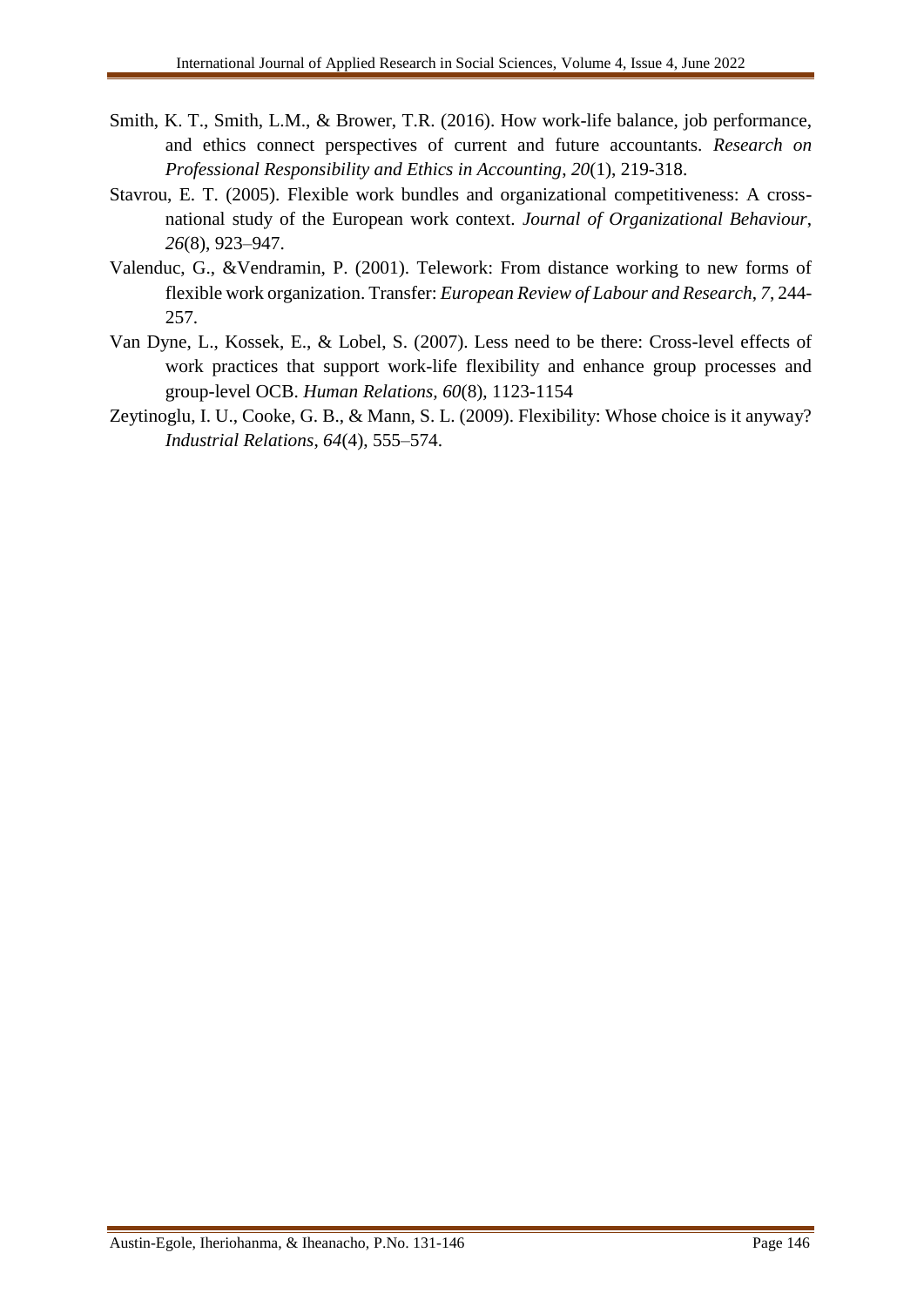Smith, K. T., Smith, L.M., & Brower, T.R. (2016). How work-life balance, job performance, and ethics connect perspectives of current and future accountants. *Research on Professional Responsibility and Ethics in Accounting*, *20*(1), 219-318.

Stavrou, E. T. (2005). Flexible work bundles and organizational competitiveness: A cross-national study of the European work context. *Journal of Organizational Behaviour*, *26*(8), 923–947.

Valenduc, G., &Vendramin, P. (2001). Telework: From distance working to new forms of flexible work organization. Transfer: *European Review of Labour and Research*, *7*, 244-257.

Van Dyne, L., Kossek, E., & Lobel, S. (2007). Less need to be there: Cross-level effects of work practices that support work-life flexibility and enhance group processes and group-level OCB. *Human Relations*, *60*(8), 1123-1154

Zeytinoglu, I. U., Cooke, G. B., & Mann, S. L. (2009). Flexibility: Whose choice is it anyway? *Industrial Relations*, *64*(4), 555–574.